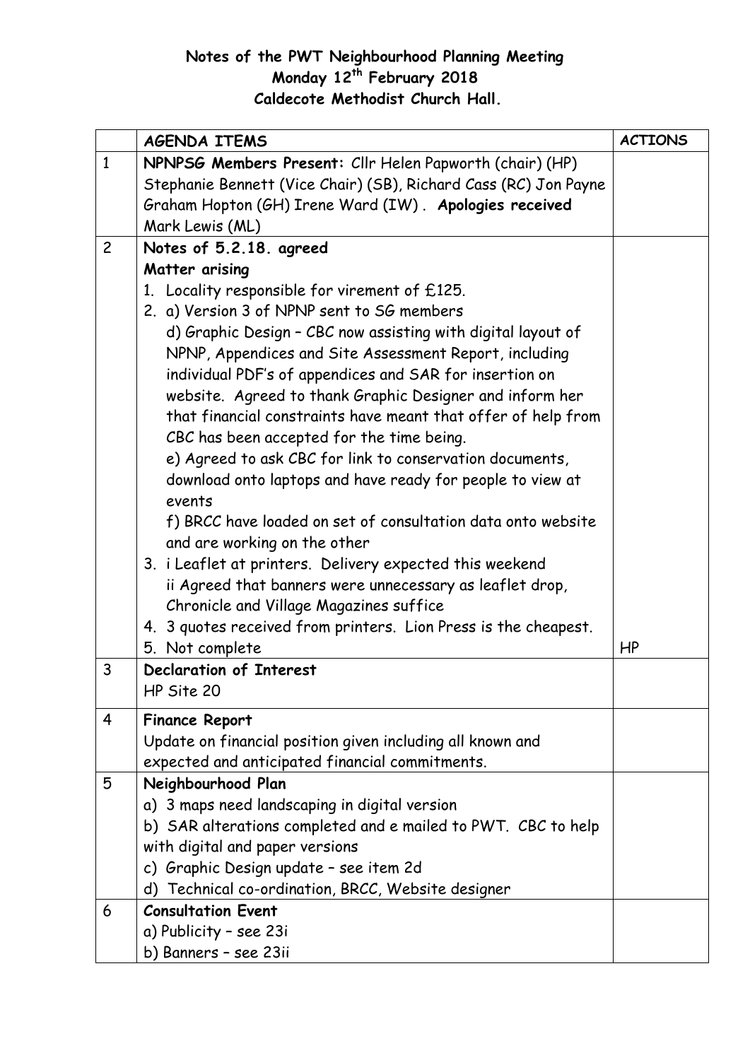**Notes of the PWT Neighbourhood Planning Meeting**
**Monday 12th February 2018**
**Caldecote Methodist Church Hall.**

| | **AGENDA ITEMS** | **ACTIONS** |
|---|---|---|
| 1 | **NPNPSG Members Present:** Cllr Helen Papworth (chair) (HP) Stephanie Bennett (Vice Chair) (SB), Richard Cass (RC) Jon Payne Graham Hopton (GH) Irene Ward (IW) . **Apologies received** Mark Lewis (ML) | |
| 2 | **Notes of 5.2.18. agreed**<br>**Matter arising**<br>1. Locality responsible for virement of £125.<br>2. a) Version 3 of NPNP sent to SG members<br>d) Graphic Design – CBC now assisting with digital layout of NPNP, Appendices and Site Assessment Report, including individual PDF's of appendices and SAR for insertion on website. Agreed to thank Graphic Designer and inform her that financial constraints have meant that offer of help from CBC has been accepted for the time being.<br>e) Agreed to ask CBC for link to conservation documents, download onto laptops and have ready for people to view at events<br>f) BRCC have loaded on set of consultation data onto website and are working on the other<br>3. i Leaflet at printers. Delivery expected this weekend<br>ii Agreed that banners were unnecessary as leaflet drop, Chronicle and Village Magazines suffice<br>4. 3 quotes received from printers. Lion Press is the cheapest.<br>5. Not complete | HP |
| 3 | **Declaration of Interest**<br>HP Site 20 | |
| 4 | **Finance Report**<br>Update on financial position given including all known and expected and anticipated financial commitments. | |
| 5 | **Neighbourhood Plan**<br>a) 3 maps need landscaping in digital version<br>b) SAR alterations completed and e mailed to PWT. CBC to help with digital and paper versions<br>c) Graphic Design update – see item 2d<br>d) Technical co-ordination, BRCC, Website designer | |
| 6 | **Consultation Event**<br>a) Publicity – see 23i<br>b) Banners – see 23ii | |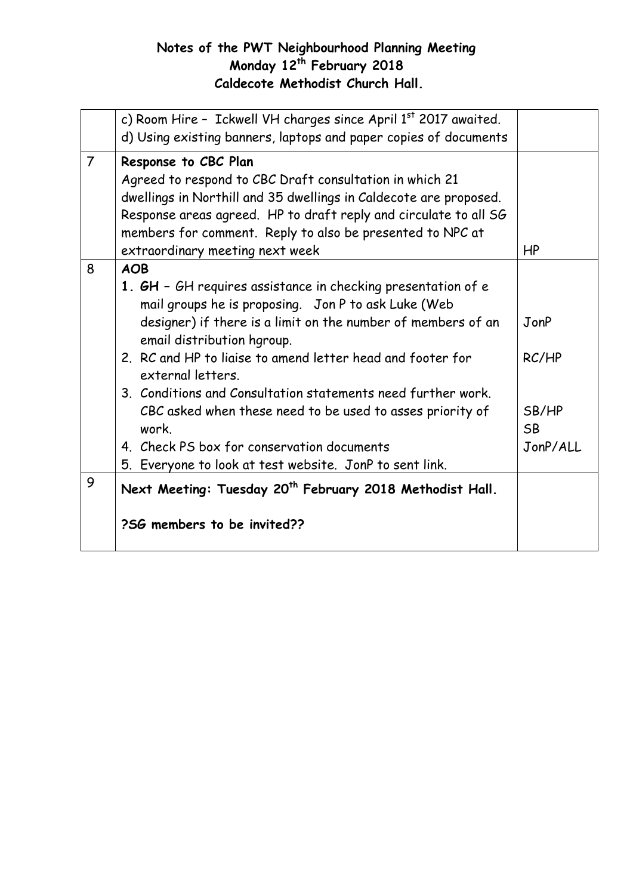**Notes of the PWT Neighbourhood Planning Meeting**
**Monday 12th February 2018**
**Caldecote Methodist Church Hall.**

| | | |
|---|---|---|
| | c) Room Hire – Ickwell VH charges since April 1st 2017 awaited.<br>d) Using existing banners, laptops and paper copies of documents | |
| 7 | **Response to CBC Plan**<br>Agreed to respond to CBC Draft consultation in which 21 dwellings in Northill and 35 dwellings in Caldecote are proposed. Response areas agreed. HP to draft reply and circulate to all SG members for comment. Reply to also be presented to NPC at extraordinary meeting next week | HP |
| 8 | **AOB**<br>1. **GH** – GH requires assistance in checking presentation of e mail groups he is proposing. Jon P to ask Luke (Web designer) if there is a limit on the number of members of an email distribution hgroup.<br>2. RC and HP to liaise to amend letter head and footer for external letters.<br>3. Conditions and Consultation statements need further work. CBC asked when these need to be used to asses priority of work.<br>4. Check PS box for conservation documents<br>5. Everyone to look at test website. JonP to sent link. | JonP<br><br>RC/HP<br><br>SB/HP<br>SB<br>JonP/ALL |
| 9 | **Next Meeting: Tuesday 20th February 2018 Methodist Hall.**<br><br>**?SG members to be invited??** | |